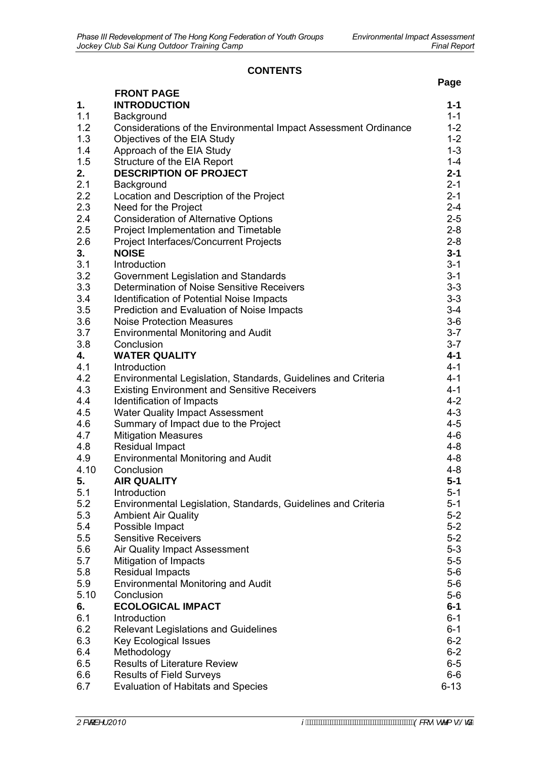# CONTENTS

| | | Page |
|---|---|---|
| | **FRONT PAGE** | |
| **1.** | **INTRODUCTION** | **1-1** |
| 1.1 | Background | 1-1 |
| 1.2 | Considerations of the Environmental Impact Assessment Ordinance | 1-2 |
| 1.3 | Objectives of the EIA Study | 1-2 |
| 1.4 | Approach of the EIA Study | 1-3 |
| 1.5 | Structure of the EIA Report | 1-4 |
| **2.** | **DESCRIPTION OF PROJECT** | **2-1** |
| 2.1 | Background | 2-1 |
| 2.2 | Location and Description of the Project | 2-1 |
| 2.3 | Need for the Project | 2-4 |
| 2.4 | Consideration of Alternative Options | 2-5 |
| 2.5 | Project Implementation and Timetable | 2-8 |
| 2.6 | Project Interfaces/Concurrent Projects | 2-8 |
| **3.** | **NOISE** | **3-1** |
| 3.1 | Introduction | 3-1 |
| 3.2 | Government Legislation and Standards | 3-1 |
| 3.3 | Determination of Noise Sensitive Receivers | 3-3 |
| 3.4 | Identification of Potential Noise Impacts | 3-3 |
| 3.5 | Prediction and Evaluation of Noise Impacts | 3-4 |
| 3.6 | Noise Protection Measures | 3-6 |
| 3.7 | Environmental Monitoring and Audit | 3-7 |
| 3.8 | Conclusion | 3-7 |
| **4.** | **WATER QUALITY** | **4-1** |
| 4.1 | Introduction | 4-1 |
| 4.2 | Environmental Legislation, Standards, Guidelines and Criteria | 4-1 |
| 4.3 | Existing Environment and Sensitive Receivers | 4-1 |
| 4.4 | Identification of Impacts | 4-2 |
| 4.5 | Water Quality Impact Assessment | 4-3 |
| 4.6 | Summary of Impact due to the Project | 4-5 |
| 4.7 | Mitigation Measures | 4-6 |
| 4.8 | Residual Impact | 4-8 |
| 4.9 | Environmental Monitoring and Audit | 4-8 |
| 4.10 | Conclusion | 4-8 |
| **5.** | **AIR QUALITY** | **5-1** |
| 5.1 | Introduction | 5-1 |
| 5.2 | Environmental Legislation, Standards, Guidelines and Criteria | 5-1 |
| 5.3 | Ambient Air Quality | 5-2 |
| 5.4 | Possible Impact | 5-2 |
| 5.5 | Sensitive Receivers | 5-2 |
| 5.6 | Air Quality Impact Assessment | 5-3 |
| 5.7 | Mitigation of Impacts | 5-5 |
| 5.8 | Residual Impacts | 5-6 |
| 5.9 | Environmental Monitoring and Audit | 5-6 |
| 5.10 | Conclusion | 5-6 |
| **6.** | **ECOLOGICAL IMPACT** | **6-1** |
| 6.1 | Introduction | 6-1 |
| 6.2 | Relevant Legislations and Guidelines | 6-1 |
| 6.3 | Key Ecological Issues | 6-2 |
| 6.4 | Methodology | 6-2 |
| 6.5 | Results of Literature Review | 6-5 |
| 6.6 | Results of Field Surveys | 6-6 |
| 6.7 | Evaluation of Habitats and Species | 6-13 |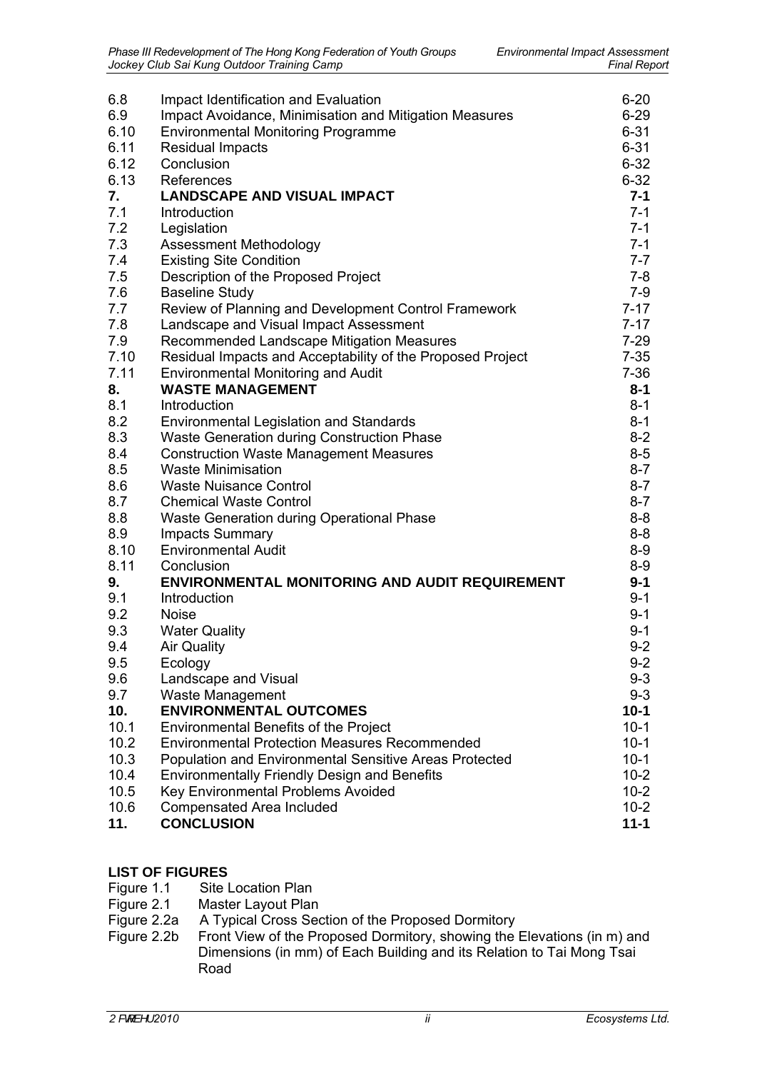| | | |
|---|---|---|
| 6.8 | Impact Identification and Evaluation | 6-20 |
| 6.9 | Impact Avoidance, Minimisation and Mitigation Measures | 6-29 |
| 6.10 | Environmental Monitoring Programme | 6-31 |
| 6.11 | Residual Impacts | 6-31 |
| 6.12 | Conclusion | 6-32 |
| 6.13 | References | 6-32 |
| **7.** | **LANDSCAPE AND VISUAL IMPACT** | **7-1** |
| 7.1 | Introduction | 7-1 |
| 7.2 | Legislation | 7-1 |
| 7.3 | Assessment Methodology | 7-1 |
| 7.4 | Existing Site Condition | 7-7 |
| 7.5 | Description of the Proposed Project | 7-8 |
| 7.6 | Baseline Study | 7-9 |
| 7.7 | Review of Planning and Development Control Framework | 7-17 |
| 7.8 | Landscape and Visual Impact Assessment | 7-17 |
| 7.9 | Recommended Landscape Mitigation Measures | 7-29 |
| 7.10 | Residual Impacts and Acceptability of the Proposed Project | 7-35 |
| 7.11 | Environmental Monitoring and Audit | 7-36 |
| **8.** | **WASTE MANAGEMENT** | **8-1** |
| 8.1 | Introduction | 8-1 |
| 8.2 | Environmental Legislation and Standards | 8-1 |
| 8.3 | Waste Generation during Construction Phase | 8-2 |
| 8.4 | Construction Waste Management Measures | 8-5 |
| 8.5 | Waste Minimisation | 8-7 |
| 8.6 | Waste Nuisance Control | 8-7 |
| 8.7 | Chemical Waste Control | 8-7 |
| 8.8 | Waste Generation during Operational Phase | 8-8 |
| 8.9 | Impacts Summary | 8-8 |
| 8.10 | Environmental Audit | 8-9 |
| 8.11 | Conclusion | 8-9 |
| **9.** | **ENVIRONMENTAL MONITORING AND AUDIT REQUIREMENT** | **9-1** |
| 9.1 | Introduction | 9-1 |
| 9.2 | Noise | 9-1 |
| 9.3 | Water Quality | 9-1 |
| 9.4 | Air Quality | 9-2 |
| 9.5 | Ecology | 9-2 |
| 9.6 | Landscape and Visual | 9-3 |
| 9.7 | Waste Management | 9-3 |
| **10.** | **ENVIRONMENTAL OUTCOMES** | **10-1** |
| 10.1 | Environmental Benefits of the Project | 10-1 |
| 10.2 | Environmental Protection Measures Recommended | 10-1 |
| 10.3 | Population and Environmental Sensitive Areas Protected | 10-1 |
| 10.4 | Environmentally Friendly Design and Benefits | 10-2 |
| 10.5 | Key Environmental Problems Avoided | 10-2 |
| 10.6 | Compensated Area Included | 10-2 |
| **11.** | **CONCLUSION** | **11-1** |

**LIST OF FIGURES**

Figure 1.1 Site Location Plan
Figure 2.1 Master Layout Plan
Figure 2.2a A Typical Cross Section of the Proposed Dormitory
Figure 2.2b Front View of the Proposed Dormitory, showing the Elevations (in m) and Dimensions (in mm) of Each Building and its Relation to Tai Mong Tsai Road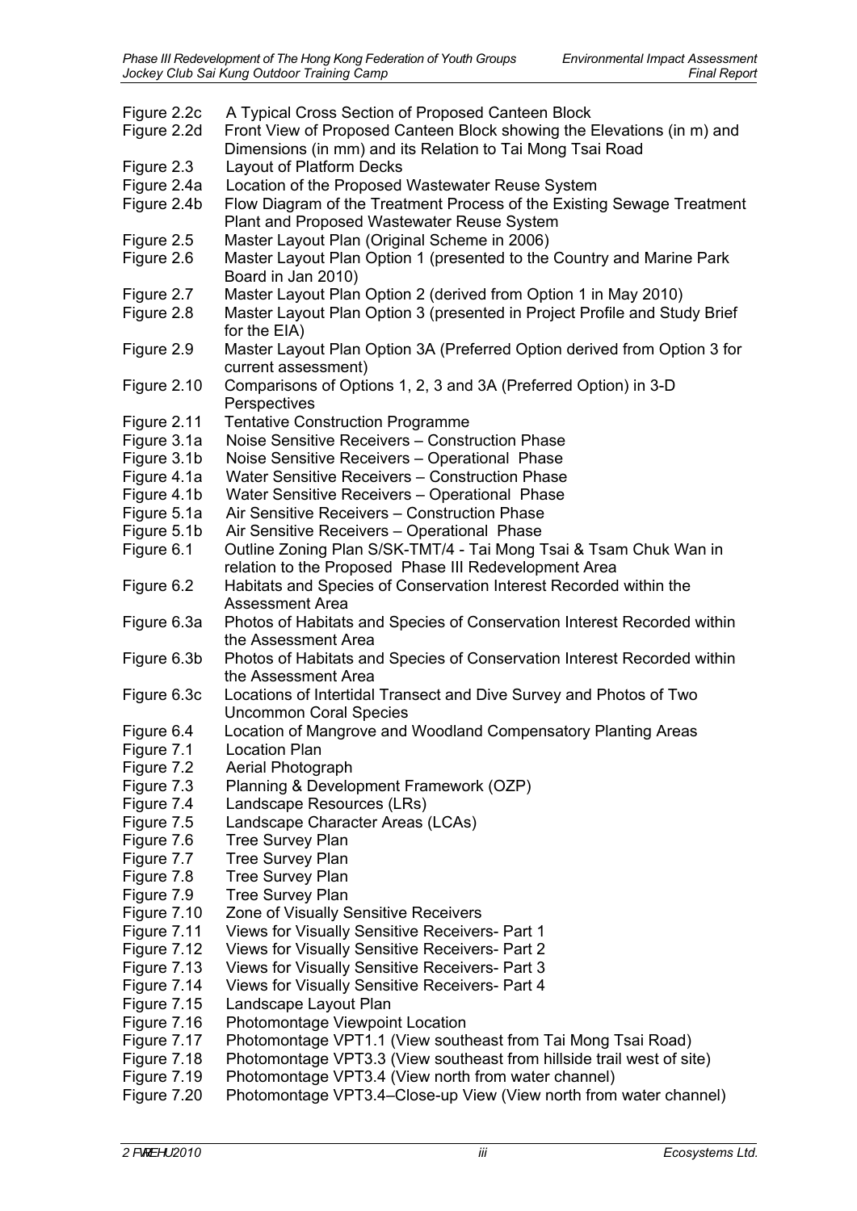| | |
|---|---|
| Figure 2.2c | A Typical Cross Section of Proposed Canteen Block |
| Figure 2.2d | Front View of Proposed Canteen Block showing the Elevations (in m) and Dimensions (in mm) and its Relation to Tai Mong Tsai Road |
| Figure 2.3 | Layout of Platform Decks |
| Figure 2.4a | Location of the Proposed Wastewater Reuse System |
| Figure 2.4b | Flow Diagram of the Treatment Process of the Existing Sewage Treatment Plant and Proposed Wastewater Reuse System |
| Figure 2.5 | Master Layout Plan (Original Scheme in 2006) |
| Figure 2.6 | Master Layout Plan Option 1 (presented to the Country and Marine Park Board in Jan 2010) |
| Figure 2.7 | Master Layout Plan Option 2 (derived from Option 1 in May 2010) |
| Figure 2.8 | Master Layout Plan Option 3 (presented in Project Profile and Study Brief for the EIA) |
| Figure 2.9 | Master Layout Plan Option 3A (Preferred Option derived from Option 3 for current assessment) |
| Figure 2.10 | Comparisons of Options 1, 2, 3 and 3A (Preferred Option) in 3-D Perspectives |
| Figure 2.11 | Tentative Construction Programme |
| Figure 3.1a | Noise Sensitive Receivers – Construction Phase |
| Figure 3.1b | Noise Sensitive Receivers – Operational Phase |
| Figure 4.1a | Water Sensitive Receivers – Construction Phase |
| Figure 4.1b | Water Sensitive Receivers – Operational Phase |
| Figure 5.1a | Air Sensitive Receivers – Construction Phase |
| Figure 5.1b | Air Sensitive Receivers – Operational Phase |
| Figure 6.1 | Outline Zoning Plan S/SK-TMT/4 - Tai Mong Tsai & Tsam Chuk Wan in relation to the Proposed Phase III Redevelopment Area |
| Figure 6.2 | Habitats and Species of Conservation Interest Recorded within the Assessment Area |
| Figure 6.3a | Photos of Habitats and Species of Conservation Interest Recorded within the Assessment Area |
| Figure 6.3b | Photos of Habitats and Species of Conservation Interest Recorded within the Assessment Area |
| Figure 6.3c | Locations of Intertidal Transect and Dive Survey and Photos of Two Uncommon Coral Species |
| Figure 6.4 | Location of Mangrove and Woodland Compensatory Planting Areas |
| Figure 7.1 | Location Plan |
| Figure 7.2 | Aerial Photograph |
| Figure 7.3 | Planning & Development Framework (OZP) |
| Figure 7.4 | Landscape Resources (LRs) |
| Figure 7.5 | Landscape Character Areas (LCAs) |
| Figure 7.6 | Tree Survey Plan |
| Figure 7.7 | Tree Survey Plan |
| Figure 7.8 | Tree Survey Plan |
| Figure 7.9 | Tree Survey Plan |
| Figure 7.10 | Zone of Visually Sensitive Receivers |
| Figure 7.11 | Views for Visually Sensitive Receivers- Part 1 |
| Figure 7.12 | Views for Visually Sensitive Receivers- Part 2 |
| Figure 7.13 | Views for Visually Sensitive Receivers- Part 3 |
| Figure 7.14 | Views for Visually Sensitive Receivers- Part 4 |
| Figure 7.15 | Landscape Layout Plan |
| Figure 7.16 | Photomontage Viewpoint Location |
| Figure 7.17 | Photomontage VPT1.1 (View southeast from Tai Mong Tsai Road) |
| Figure 7.18 | Photomontage VPT3.3 (View southeast from hillside trail west of site) |
| Figure 7.19 | Photomontage VPT3.4 (View north from water channel) |
| Figure 7.20 | Photomontage VPT3.4–Close-up View (View north from water channel) |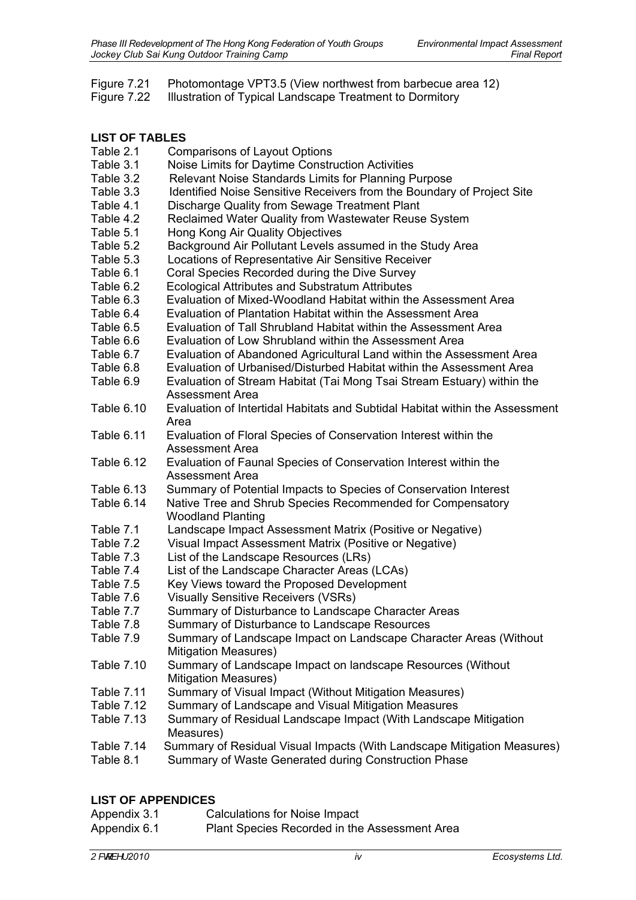Figure 7.21 Photomontage VPT3.5 (View northwest from barbecue area 12)
Figure 7.22 Illustration of Typical Landscape Treatment to Dormitory

**LIST OF TABLES**

Table 2.1 Comparisons of Layout Options
Table 3.1 Noise Limits for Daytime Construction Activities
Table 3.2 Relevant Noise Standards Limits for Planning Purpose
Table 3.3 Identified Noise Sensitive Receivers from the Boundary of Project Site
Table 4.1 Discharge Quality from Sewage Treatment Plant
Table 4.2 Reclaimed Water Quality from Wastewater Reuse System
Table 5.1 Hong Kong Air Quality Objectives
Table 5.2 Background Air Pollutant Levels assumed in the Study Area
Table 5.3 Locations of Representative Air Sensitive Receiver
Table 6.1 Coral Species Recorded during the Dive Survey
Table 6.2 Ecological Attributes and Substratum Attributes
Table 6.3 Evaluation of Mixed-Woodland Habitat within the Assessment Area
Table 6.4 Evaluation of Plantation Habitat within the Assessment Area
Table 6.5 Evaluation of Tall Shrubland Habitat within the Assessment Area
Table 6.6 Evaluation of Low Shrubland within the Assessment Area
Table 6.7 Evaluation of Abandoned Agricultural Land within the Assessment Area
Table 6.8 Evaluation of Urbanised/Disturbed Habitat within the Assessment Area
Table 6.9 Evaluation of Stream Habitat (Tai Mong Tsai Stream Estuary) within the Assessment Area
Table 6.10 Evaluation of Intertidal Habitats and Subtidal Habitat within the Assessment Area
Table 6.11 Evaluation of Floral Species of Conservation Interest within the Assessment Area
Table 6.12 Evaluation of Faunal Species of Conservation Interest within the Assessment Area
Table 6.13 Summary of Potential Impacts to Species of Conservation Interest
Table 6.14 Native Tree and Shrub Species Recommended for Compensatory Woodland Planting
Table 7.1 Landscape Impact Assessment Matrix (Positive or Negative)
Table 7.2 Visual Impact Assessment Matrix (Positive or Negative)
Table 7.3 List of the Landscape Resources (LRs)
Table 7.4 List of the Landscape Character Areas (LCAs)
Table 7.5 Key Views toward the Proposed Development
Table 7.6 Visually Sensitive Receivers (VSRs)
Table 7.7 Summary of Disturbance to Landscape Character Areas
Table 7.8 Summary of Disturbance to Landscape Resources
Table 7.9 Summary of Landscape Impact on Landscape Character Areas (Without Mitigation Measures)
Table 7.10 Summary of Landscape Impact on landscape Resources (Without Mitigation Measures)
Table 7.11 Summary of Visual Impact (Without Mitigation Measures)
Table 7.12 Summary of Landscape and Visual Mitigation Measures
Table 7.13 Summary of Residual Landscape Impact (With Landscape Mitigation Measures)
Table 7.14 Summary of Residual Visual Impacts (With Landscape Mitigation Measures)
Table 8.1 Summary of Waste Generated during Construction Phase

**LIST OF APPENDICES**

Appendix 3.1 Calculations for Noise Impact
Appendix 6.1 Plant Species Recorded in the Assessment Area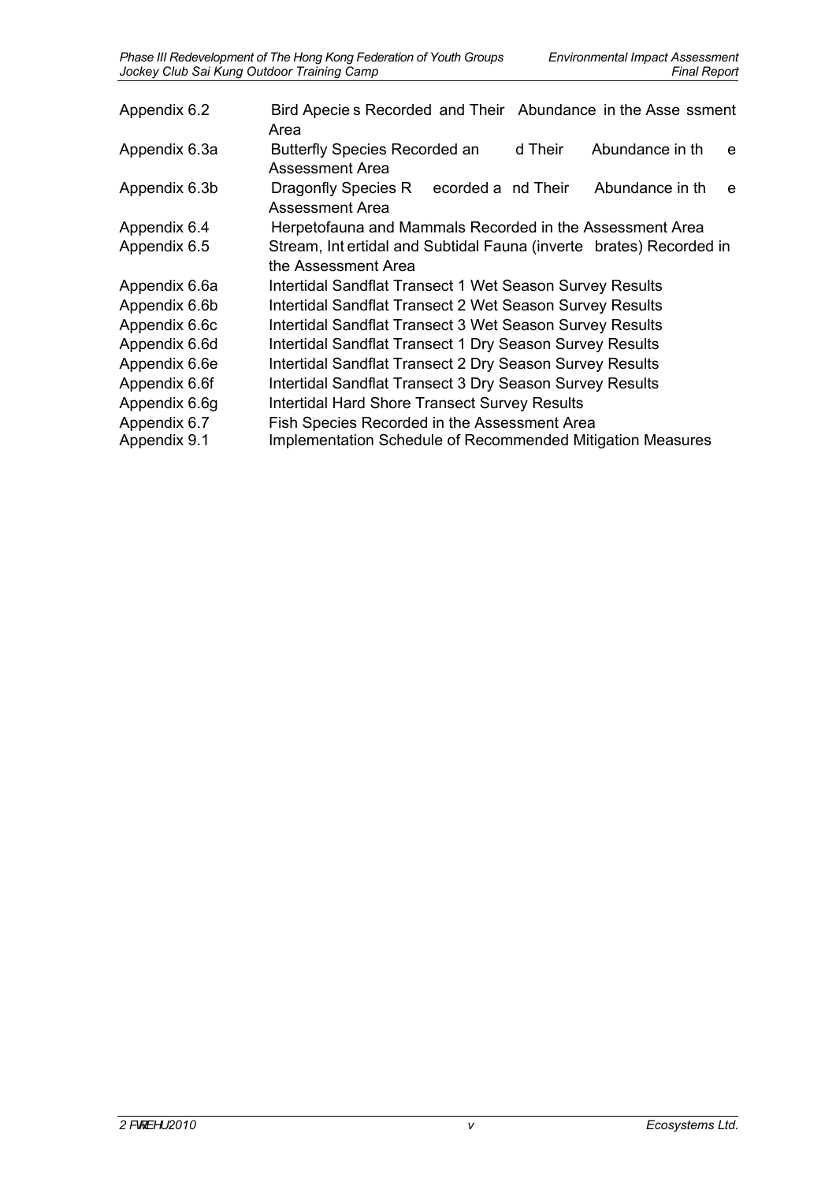| | |
|---|---|
| Appendix 6.2 | Bird Apecie s Recorded and Their Abundance in the Asse ssment Area |
| Appendix 6.3a | Butterfly Species Recorded an d Their Abundance in th e Assessment Area |
| Appendix 6.3b | Dragonfly Species R ecorded a nd Their Abundance in th e Assessment Area |
| Appendix 6.4 | Herpetofauna and Mammals Recorded in the Assessment Area |
| Appendix 6.5 | Stream, Int ertidal and Subtidal Fauna (inverte brates) Recorded in the Assessment Area |
| Appendix 6.6a | Intertidal Sandflat Transect 1 Wet Season Survey Results |
| Appendix 6.6b | Intertidal Sandflat Transect 2 Wet Season Survey Results |
| Appendix 6.6c | Intertidal Sandflat Transect 3 Wet Season Survey Results |
| Appendix 6.6d | Intertidal Sandflat Transect 1 Dry Season Survey Results |
| Appendix 6.6e | Intertidal Sandflat Transect 2 Dry Season Survey Results |
| Appendix 6.6f | Intertidal Sandflat Transect 3 Dry Season Survey Results |
| Appendix 6.6g | Intertidal Hard Shore Transect Survey Results |
| Appendix 6.7 | Fish Species Recorded in the Assessment Area |
| Appendix 9.1 | Implementation Schedule of Recommended Mitigation Measures |